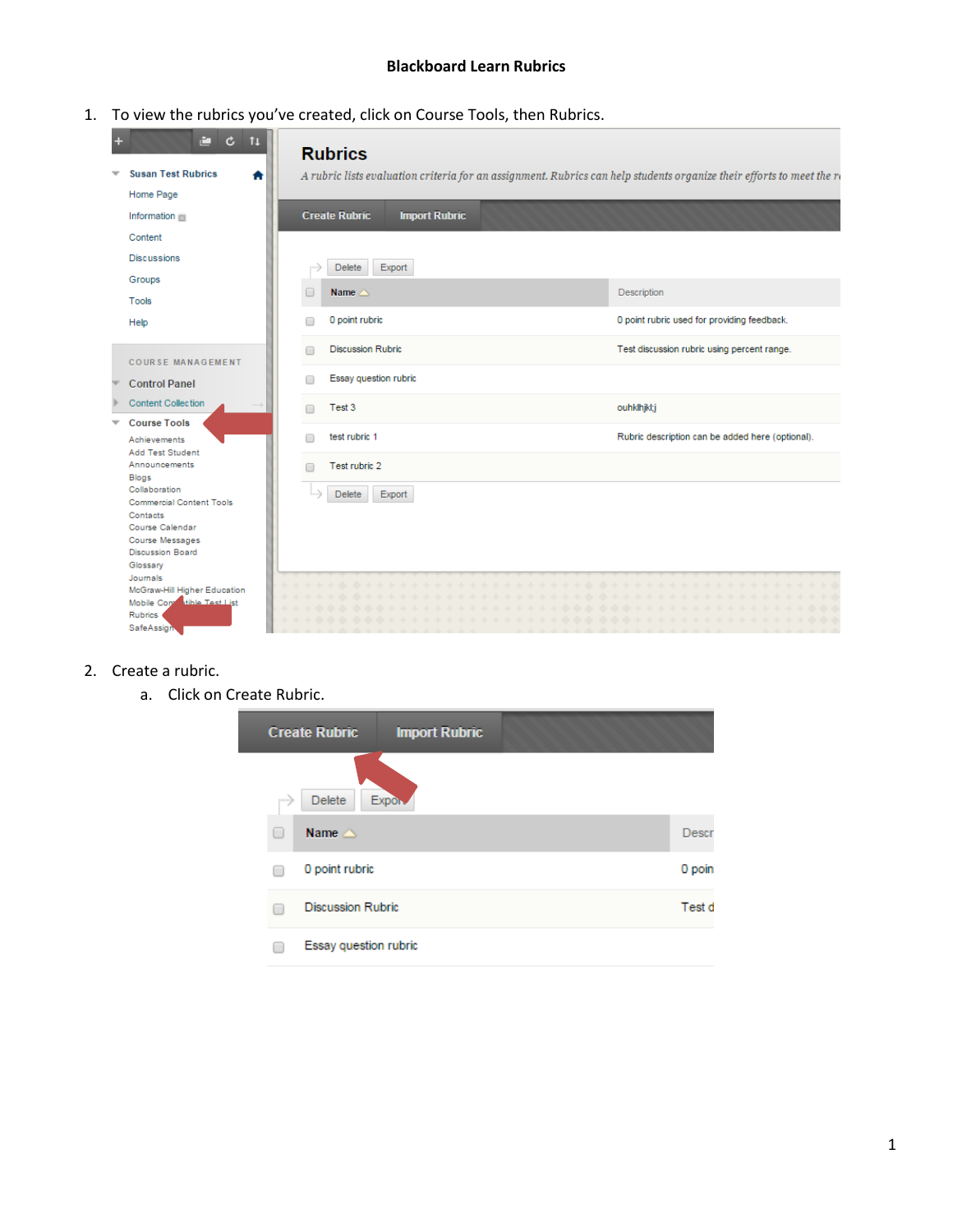# Blackboard Learn Rubrics

1. To view the rubrics you've created, click on Course Tools, then Rubrics.

2. Create a rubric.
   a. Click on Create Rubric.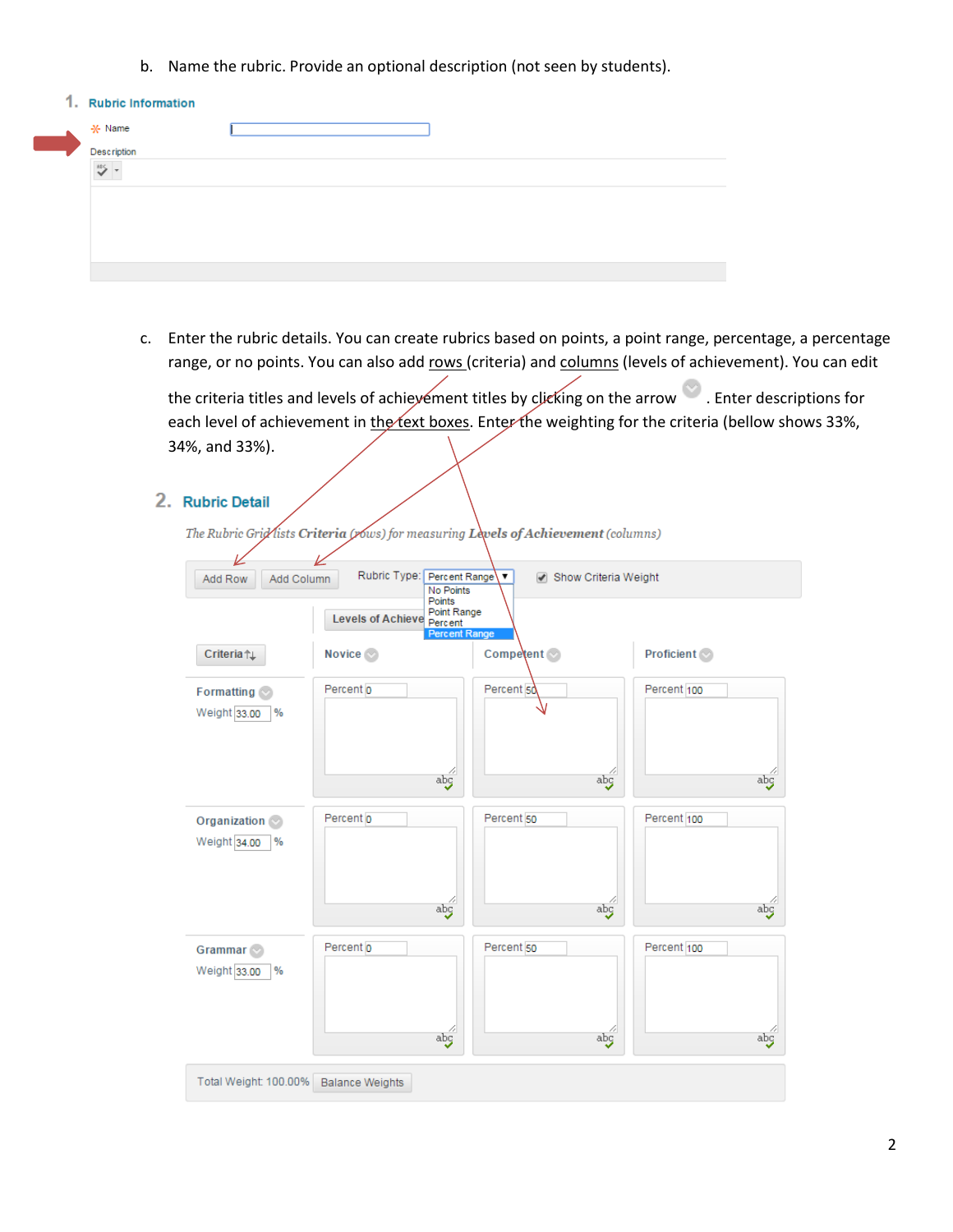b. Name the rubric. Provide an optional description (not seen by students).

1. **Rubric Information**

\* Name

Description

c. Enter the rubric details. You can create rubrics based on points, a point range, percentage, a percentage range, or no points. You can also add rows (criteria) and columns (levels of achievement). You can edit the criteria titles and levels of achievement titles by clicking on the arrow. Enter descriptions for each level of achievement in the text boxes. Enter the weighting for the criteria (bellow shows 33%, 34%, and 33%).

2. **Rubric Detail**

*The Rubric Grid lists **Criteria** (rows) for measuring **Levels of Achievement** (columns)*

Add Row | Add Column | Rubric Type: Percent Range (No Points, Points, Point Range, Percent, Percent Range) | Show Criteria Weight

Levels of Achievement

| Criteria | Novice | Competent | Proficient |
| --- | --- | --- | --- |
| Formatting, Weight 33.00 % | Percent 0 | Percent 50 | Percent 100 |
| Organization, Weight 34.00 % | Percent 0 | Percent 50 | Percent 100 |
| Grammar, Weight 33.00 % | Percent 0 | Percent 50 | Percent 100 |

Total Weight: 100.00% | Balance Weights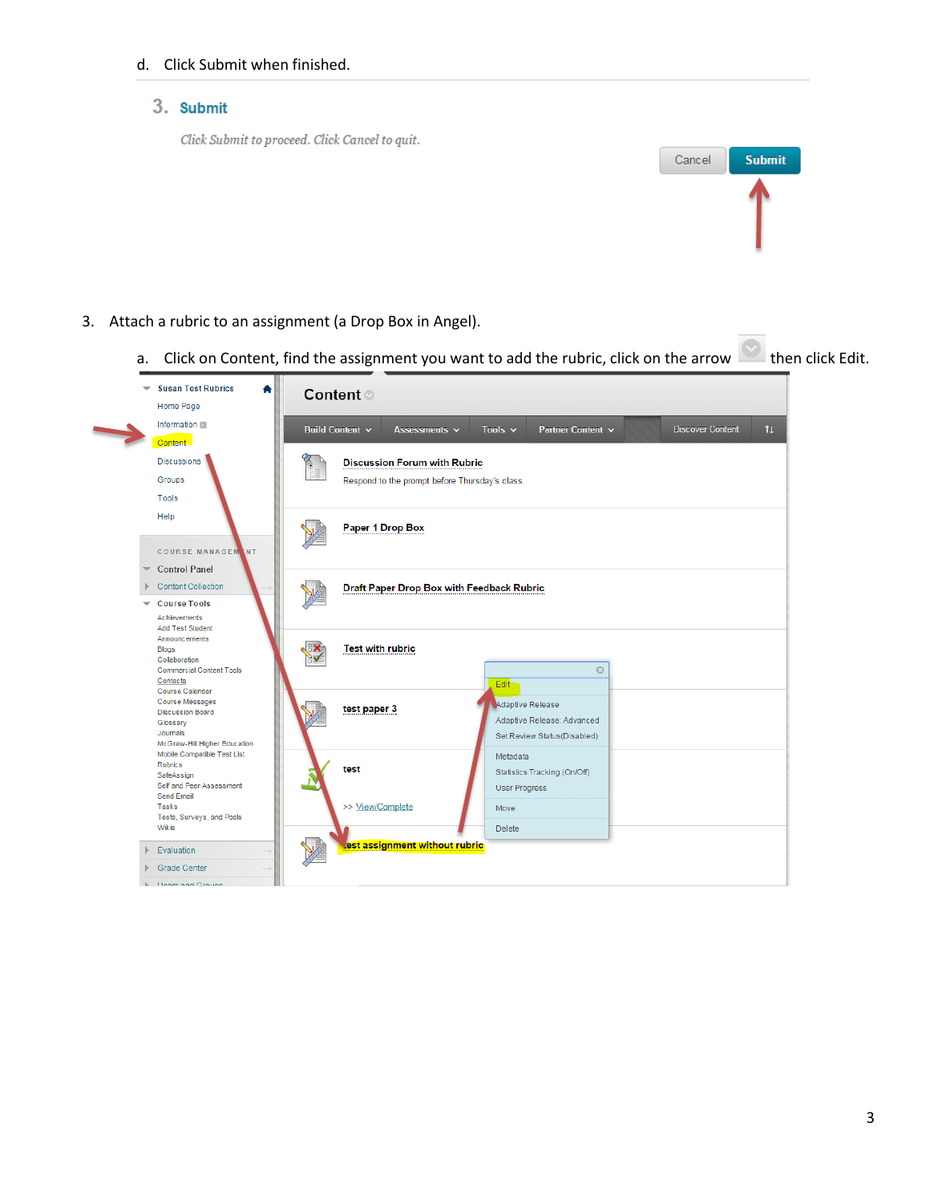d. Click Submit when finished.

3. Attach a rubric to an assignment (a Drop Box in Angel).

   a. Click on Content, find the assignment you want to add the rubric, click on the arrow then click Edit.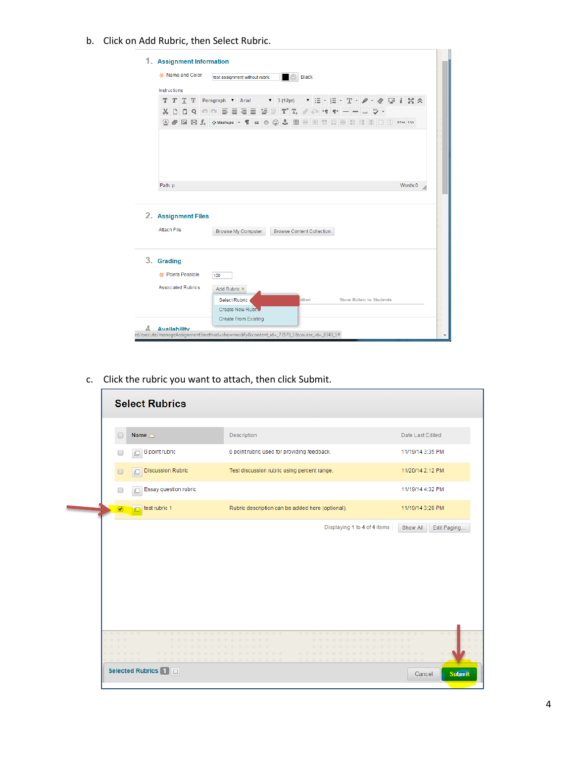b. Click on Add Rubric, then Select Rubric.

c. Click the rubric you want to attach, then click Submit.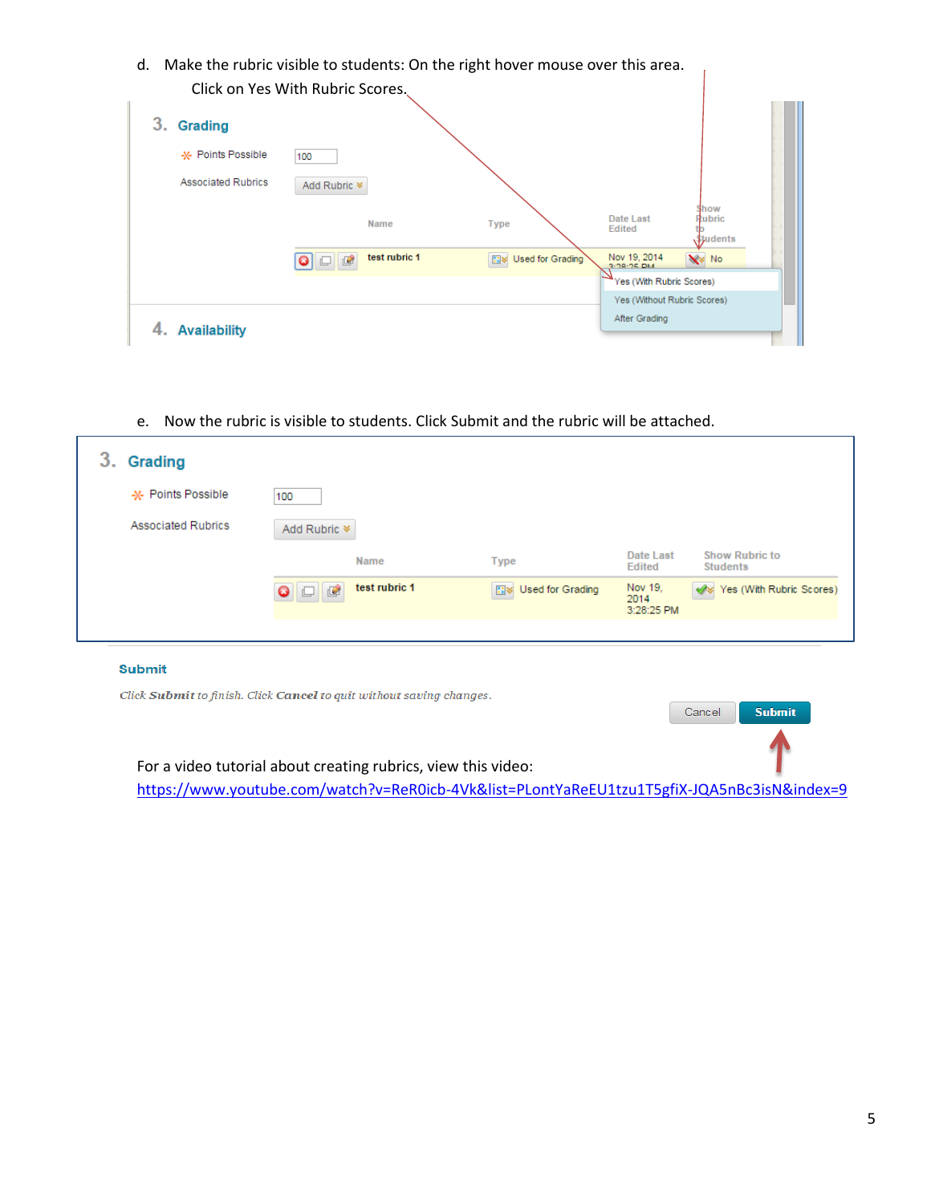d. Make the rubric visible to students: On the right hover mouse over this area. Click on Yes With Rubric Scores.

3. **Grading**

Points Possible: 100

Associated Rubrics: Add Rubric

| Name | Type | Date Last Edited | Show Rubric to Students |
|---|---|---|---|
| test rubric 1 | Used for Grading | Nov 19, 2014 3:28:25 PM | No |

- Yes (With Rubric Scores)
- Yes (Without Rubric Scores)
- After Grading

4. **Availability**

e. Now the rubric is visible to students. Click Submit and the rubric will be attached.

3. **Grading**

Points Possible: 100

Associated Rubrics: Add Rubric

| Name | Type | Date Last Edited | Show Rubric to Students |
|---|---|---|---|
| test rubric 1 | Used for Grading | Nov 19, 2014 3:28:25 PM | Yes (With Rubric Scores) |

**Submit**

*Click **Submit** to finish. Click **Cancel** to quit without saving changes.*

Cancel | **Submit**

For a video tutorial about creating rubrics, view this video:
https://www.youtube.com/watch?v=ReR0icb-4Vk&list=PLontYaReEU1tzu1T5gfiX-JQA5nBc3isN&index=9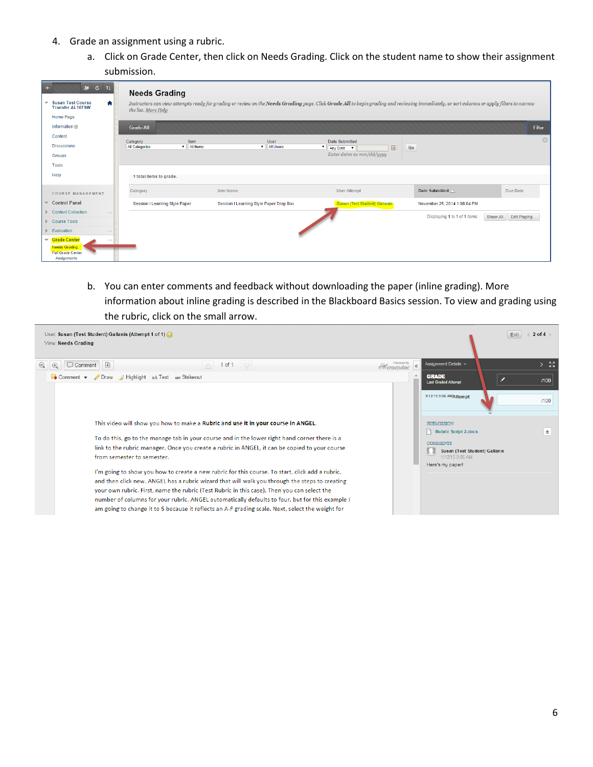4. Grade an assignment using a rubric.
   a. Click on Grade Center, then click on Needs Grading. Click on the student name to show their assignment submission.

   b. You can enter comments and feedback without downloading the paper (inline grading). More information about inline grading is described in the Blackboard Basics session. To view and grading using the rubric, click on the small arrow.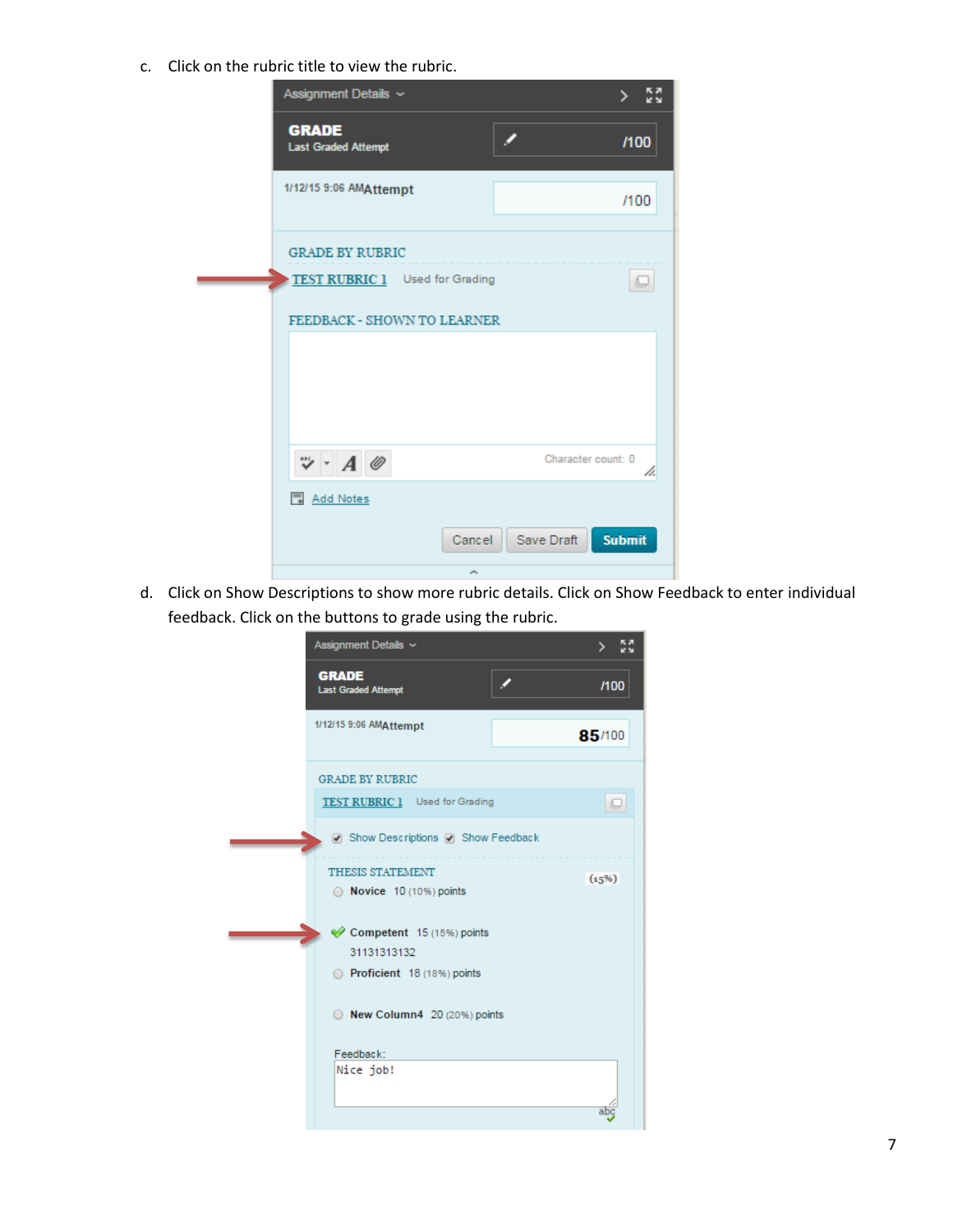c. Click on the rubric title to view the rubric.

d. Click on Show Descriptions to show more rubric details. Click on Show Feedback to enter individual feedback. Click on the buttons to grade using the rubric.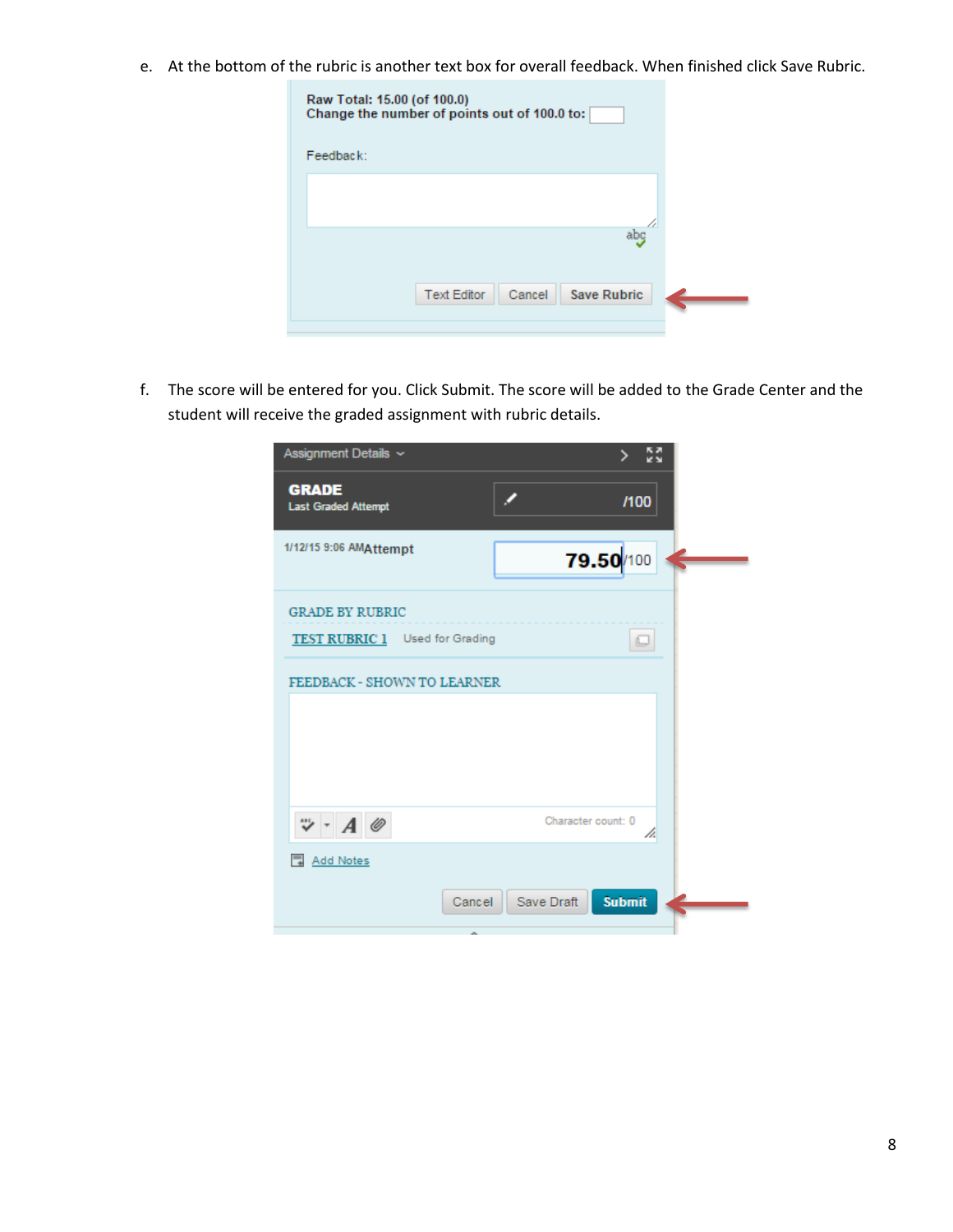e. At the bottom of the rubric is another text box for overall feedback. When finished click Save Rubric.

Raw Total: 15.00 (of 100.0)
Change the number of points out of 100.0 to:

Feedback:

Text Editor | Cancel | Save Rubric

f. The score will be entered for you. Click Submit. The score will be added to the Grade Center and the student will receive the graded assignment with rubric details.

Assignment Details

GRADE
Last Graded Attempt
/100

1/12/15 9:06 AM Attempt
79.50/100

GRADE BY RUBRIC
TEST RUBRIC 1 Used for Grading

FEEDBACK - SHOWN TO LEARNER

Character count: 0

Add Notes

Cancel | Save Draft | Submit